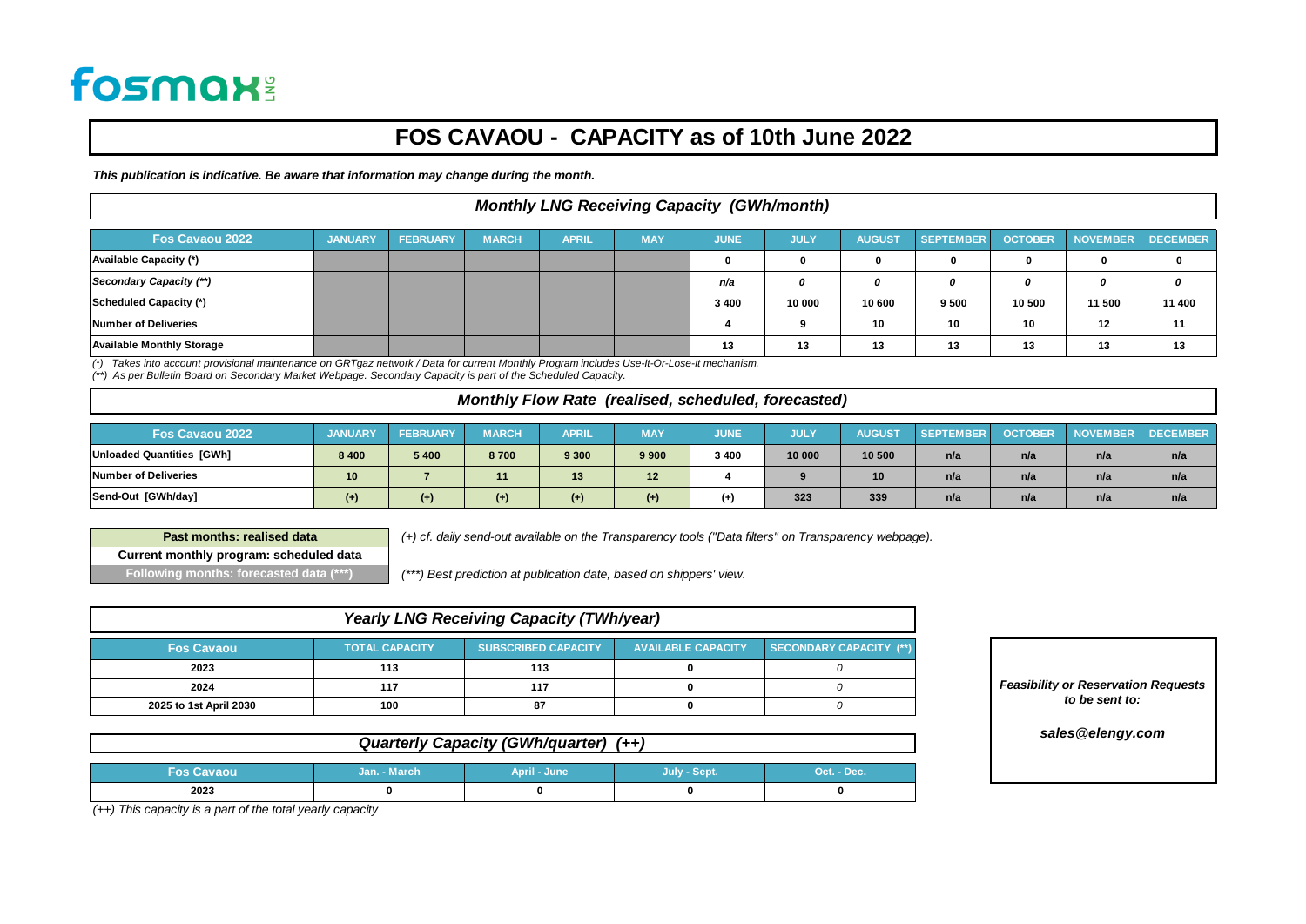fosmax LNG

# FOS CAVAOU - CAPACITY as of 10th June 2022

***This publication is indicative. Be aware that information may change during the month.***

## *Monthly LNG Receiving Capacity (GWh/month)*

| Fos Cavaou 2022 | JANUARY | FEBRUARY | MARCH | APRIL | MAY | JUNE | JULY | AUGUST | SEPTEMBER | OCTOBER | NOVEMBER | DECEMBER |
|---|---|---|---|---|---|---|---|---|---|---|---|---|
| Available Capacity (*) | | | | | | 0 | 0 | 0 | 0 | 0 | 0 | 0 |
| *Secondary Capacity (**)* | | | | | | *n/a* | *0* | *0* | *0* | *0* | *0* | *0* |
| Scheduled Capacity (*) | | | | | | 3 400 | 10 000 | 10 600 | 9 500 | 10 500 | 11 500 | 11 400 |
| Number of Deliveries | | | | | | 4 | 9 | 10 | 10 | 10 | 12 | 11 |
| Available Monthly Storage | | | | | | 13 | 13 | 13 | 13 | 13 | 13 | 13 |

*(\*) Takes into account provisional maintenance on GRTgaz network / Data for current Monthly Program includes Use-It-Or-Lose-It mechanism.*
*(\*\*) As per Bulletin Board on Secondary Market Webpage. Secondary Capacity is part of the Scheduled Capacity.*

## *Monthly Flow Rate (realised, scheduled, forecasted)*

| Fos Cavaou 2022 | JANUARY | FEBRUARY | MARCH | APRIL | MAY | JUNE | JULY | AUGUST | SEPTEMBER | OCTOBER | NOVEMBER | DECEMBER |
|---|---|---|---|---|---|---|---|---|---|---|---|---|
| Unloaded Quantities [GWh] | 8 400 | 5 400 | 8 700 | 9 300 | 9 900 | 3 400 | 10 000 | 10 500 | n/a | n/a | n/a | n/a |
| Number of Deliveries | 10 | 7 | 11 | 13 | 12 | 4 | 9 | 10 | n/a | n/a | n/a | n/a |
| Send-Out [GWh/day] | (+) | (+) | (+) | (+) | (+) | (+) | 323 | 339 | n/a | n/a | n/a | n/a |

**Past months: realised data**
**Current monthly program: scheduled data**
**Following months: forecasted data (\*\*\*)**

*(+) cf. daily send-out available on the Transparency tools ("Data filters" on Transparency webpage).*

*(\*\*\*) Best prediction at publication date, based on shippers' view.*

## *Yearly LNG Receiving Capacity (TWh/year)*

| Fos Cavaou | TOTAL CAPACITY | SUBSCRIBED CAPACITY | AVAILABLE CAPACITY | SECONDARY CAPACITY (**) |
|---|---|---|---|---|
| 2023 | 113 | 113 | 0 | *0* |
| 2024 | 117 | 117 | 0 | *0* |
| 2025 to 1st April 2030 | 100 | 87 | 0 | *0* |

## *Quarterly Capacity (GWh/quarter) (++)*

| Fos Cavaou | Jan. - March | April - June | July - Sept. | Oct. - Dec. |
|---|---|---|---|---|
| 2023 | 0 | 0 | 0 | 0 |

*(++) This capacity is a part of the total yearly capacity*

***Feasibility or Reservation Requests to be sent to:***

***sales@elengy.com***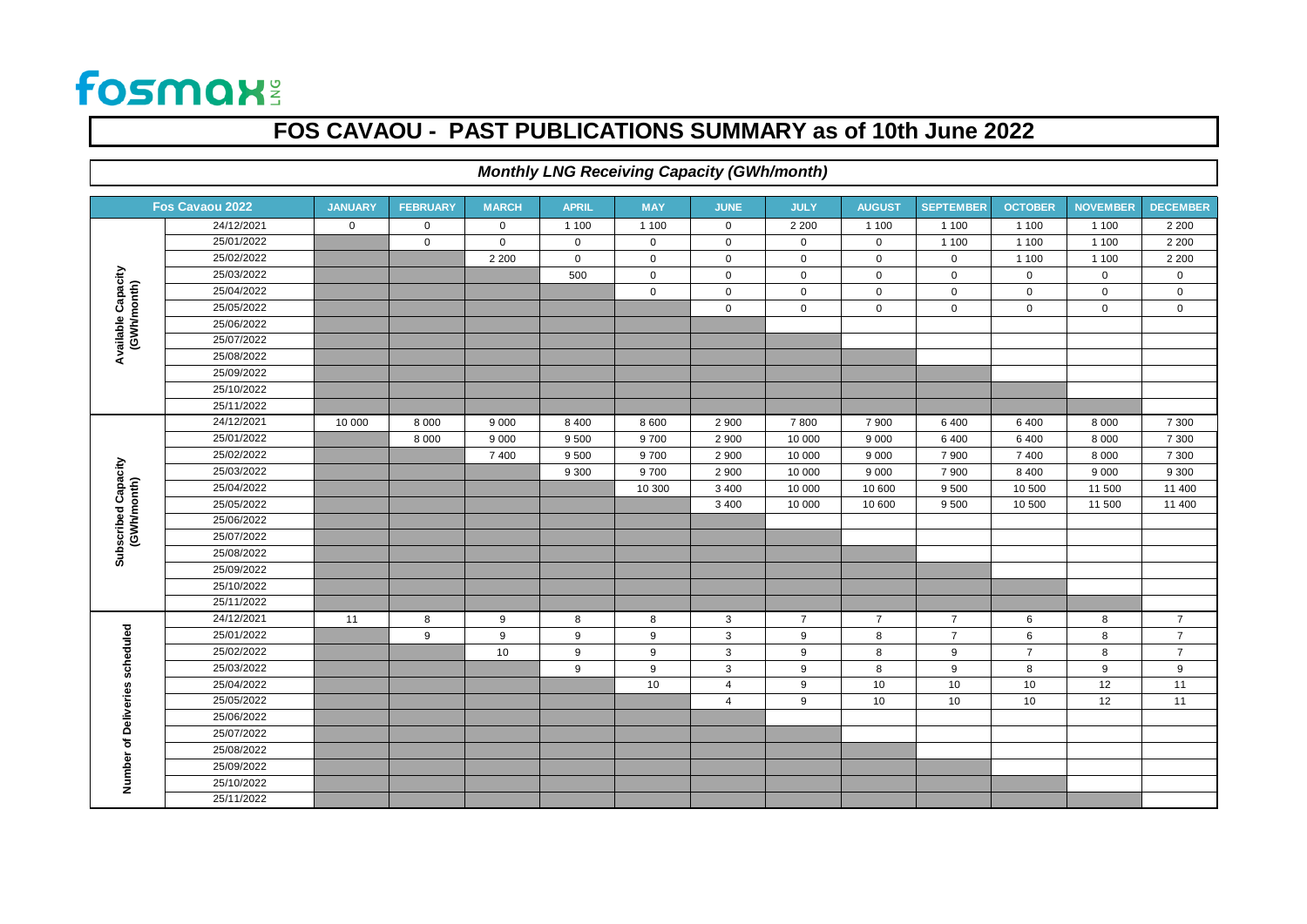fosmax LNG

# FOS CAVAOU - PAST PUBLICATIONS SUMMARY as of 10th June 2022

## *Monthly LNG Receiving Capacity (GWh/month)*

| Fos Cavaou 2022 | | JANUARY | FEBRUARY | MARCH | APRIL | MAY | JUNE | JULY | AUGUST | SEPTEMBER | OCTOBER | NOVEMBER | DECEMBER |
|---|---|---|---|---|---|---|---|---|---|---|---|---|---|
| Available Capacity (GWh/month) | 24/12/2021 | 0 | 0 | 0 | 1 100 | 1 100 | 0 | 2 200 | 1 100 | 1 100 | 1 100 | 1 100 | 2 200 |
| | 25/01/2022 | | 0 | 0 | 0 | 0 | 0 | 0 | 0 | 1 100 | 1 100 | 1 100 | 2 200 |
| | 25/02/2022 | | | 2 200 | 0 | 0 | 0 | 0 | 0 | 0 | 1 100 | 1 100 | 2 200 |
| | 25/03/2022 | | | | 500 | 0 | 0 | 0 | 0 | 0 | 0 | 0 | 0 |
| | 25/04/2022 | | | | | 0 | 0 | 0 | 0 | 0 | 0 | 0 | 0 |
| | 25/05/2022 | | | | | | 0 | 0 | 0 | 0 | 0 | 0 | 0 |
| | 25/06/2022 | | | | | | | | | | | | |
| | 25/07/2022 | | | | | | | | | | | | |
| | 25/08/2022 | | | | | | | | | | | | |
| | 25/09/2022 | | | | | | | | | | | | |
| | 25/10/2022 | | | | | | | | | | | | |
| | 25/11/2022 | | | | | | | | | | | | |
| Subscribed Capacity (GWh/month) | 24/12/2021 | 10 000 | 8 000 | 9 000 | 8 400 | 8 600 | 2 900 | 7 800 | 7 900 | 6 400 | 6 400 | 8 000 | 7 300 |
| | 25/01/2022 | | 8 000 | 9 000 | 9 500 | 9 700 | 2 900 | 10 000 | 9 000 | 6 400 | 6 400 | 8 000 | 7 300 |
| | 25/02/2022 | | | 7 400 | 9 500 | 9 700 | 2 900 | 10 000 | 9 000 | 7 900 | 7 400 | 8 000 | 7 300 |
| | 25/03/2022 | | | | 9 300 | 9 700 | 2 900 | 10 000 | 9 000 | 7 900 | 8 400 | 9 000 | 9 300 |
| | 25/04/2022 | | | | | 10 300 | 3 400 | 10 000 | 10 600 | 9 500 | 10 500 | 11 500 | 11 400 |
| | 25/05/2022 | | | | | | 3 400 | 10 000 | 10 600 | 9 500 | 10 500 | 11 500 | 11 400 |
| | 25/06/2022 | | | | | | | | | | | | |
| | 25/07/2022 | | | | | | | | | | | | |
| | 25/08/2022 | | | | | | | | | | | | |
| | 25/09/2022 | | | | | | | | | | | | |
| | 25/10/2022 | | | | | | | | | | | | |
| | 25/11/2022 | | | | | | | | | | | | |
| Number of Deliveries scheduled | 24/12/2021 | 11 | 8 | 9 | 8 | 8 | 3 | 7 | 7 | 7 | 6 | 8 | 7 |
| | 25/01/2022 | | 9 | 9 | 9 | 9 | 3 | 9 | 8 | 7 | 6 | 8 | 7 |
| | 25/02/2022 | | | 10 | 9 | 9 | 3 | 9 | 8 | 9 | 7 | 8 | 7 |
| | 25/03/2022 | | | | 9 | 9 | 3 | 9 | 8 | 9 | 8 | 9 | 9 |
| | 25/04/2022 | | | | | 10 | 4 | 9 | 10 | 10 | 10 | 12 | 11 |
| | 25/05/2022 | | | | | | 4 | 9 | 10 | 10 | 10 | 12 | 11 |
| | 25/06/2022 | | | | | | | | | | | | |
| | 25/07/2022 | | | | | | | | | | | | |
| | 25/08/2022 | | | | | | | | | | | | |
| | 25/09/2022 | | | | | | | | | | | | |
| | 25/10/2022 | | | | | | | | | | | | |
| | 25/11/2022 | | | | | | | | | | | | |